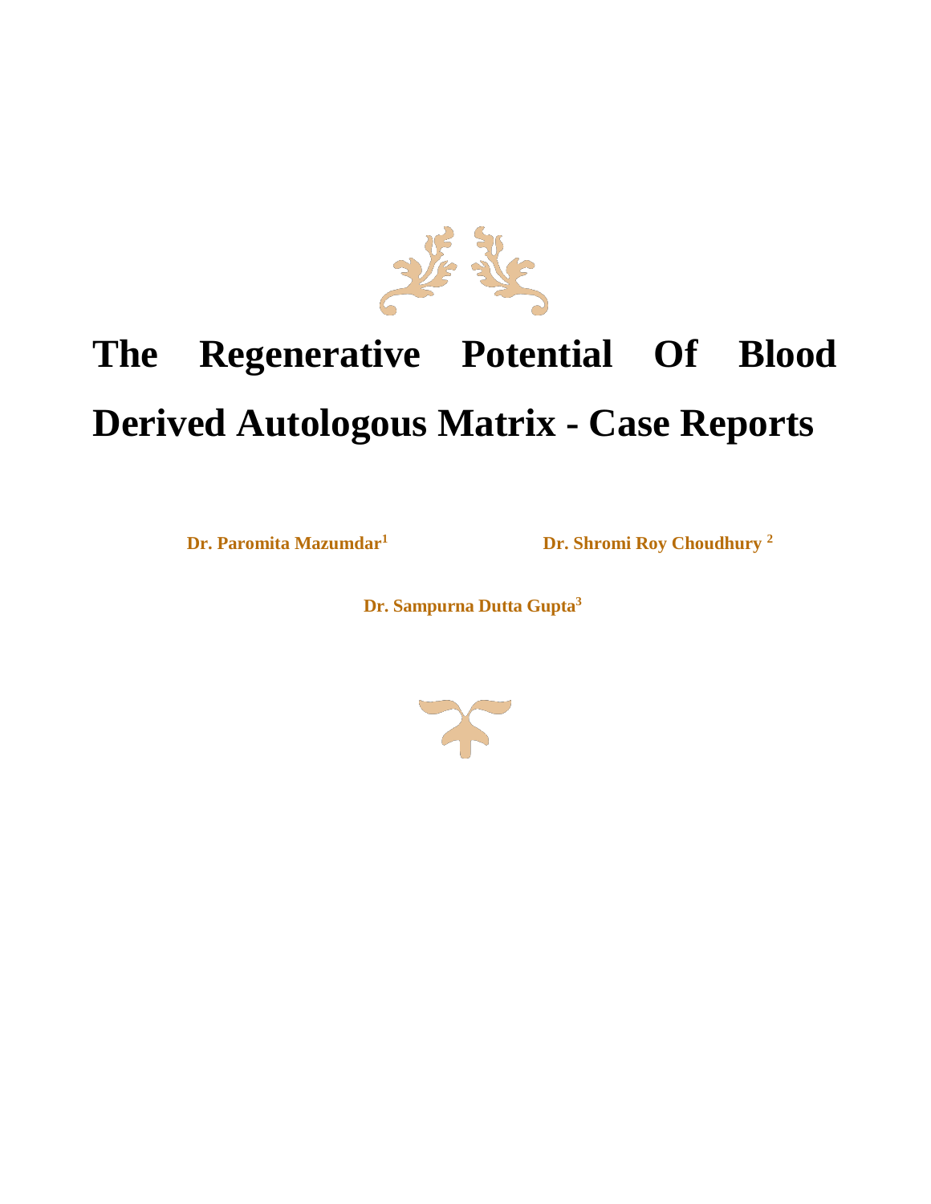# The Regenerative Potential Of Blood Derived Autologous Matrix - Case Reports

**Dr. Paromita Mazumdar[1]** **Dr. Shromi Roy Choudhury [2]**

**Dr. Sampurna Dutta Gupta[3]**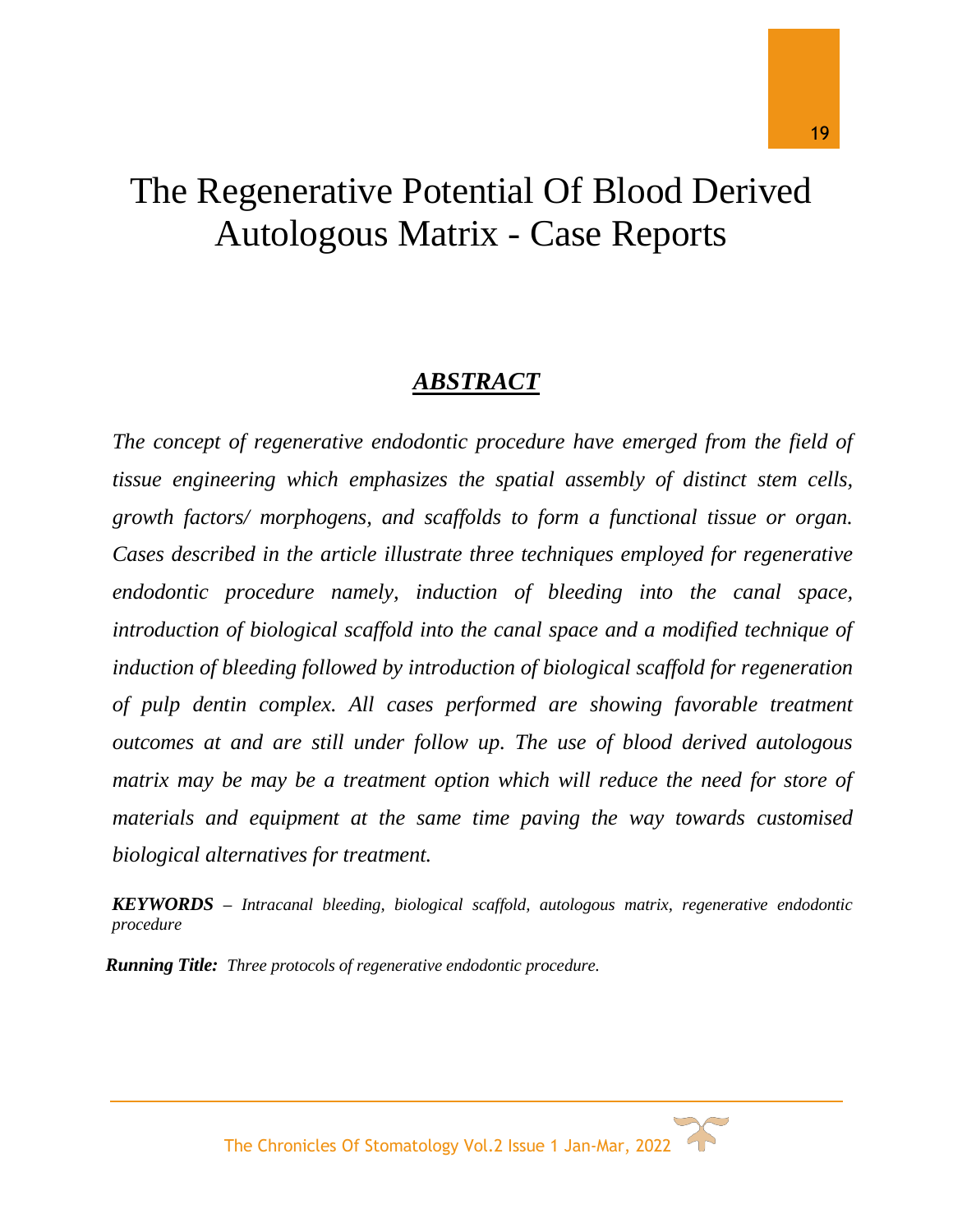# The Regenerative Potential Of Blood Derived Autologous Matrix - Case Reports

## ***ABSTRACT***

*The concept of regenerative endodontic procedure have emerged from the field of tissue engineering which emphasizes the spatial assembly of distinct stem cells, growth factors/ morphogens, and scaffolds to form a functional tissue or organ. Cases described in the article illustrate three techniques employed for regenerative endodontic procedure namely, induction of bleeding into the canal space, introduction of biological scaffold into the canal space and a modified technique of induction of bleeding followed by introduction of biological scaffold for regeneration of pulp dentin complex. All cases performed are showing favorable treatment outcomes at and are still under follow up. The use of blood derived autologous matrix may be may be a treatment option which will reduce the need for store of materials and equipment at the same time paving the way towards customised biological alternatives for treatment.*

***KEYWORDS*** – *Intracanal bleeding, biological scaffold, autologous matrix, regenerative endodontic procedure*

***Running Title:*** *Three protocols of regenerative endodontic procedure.*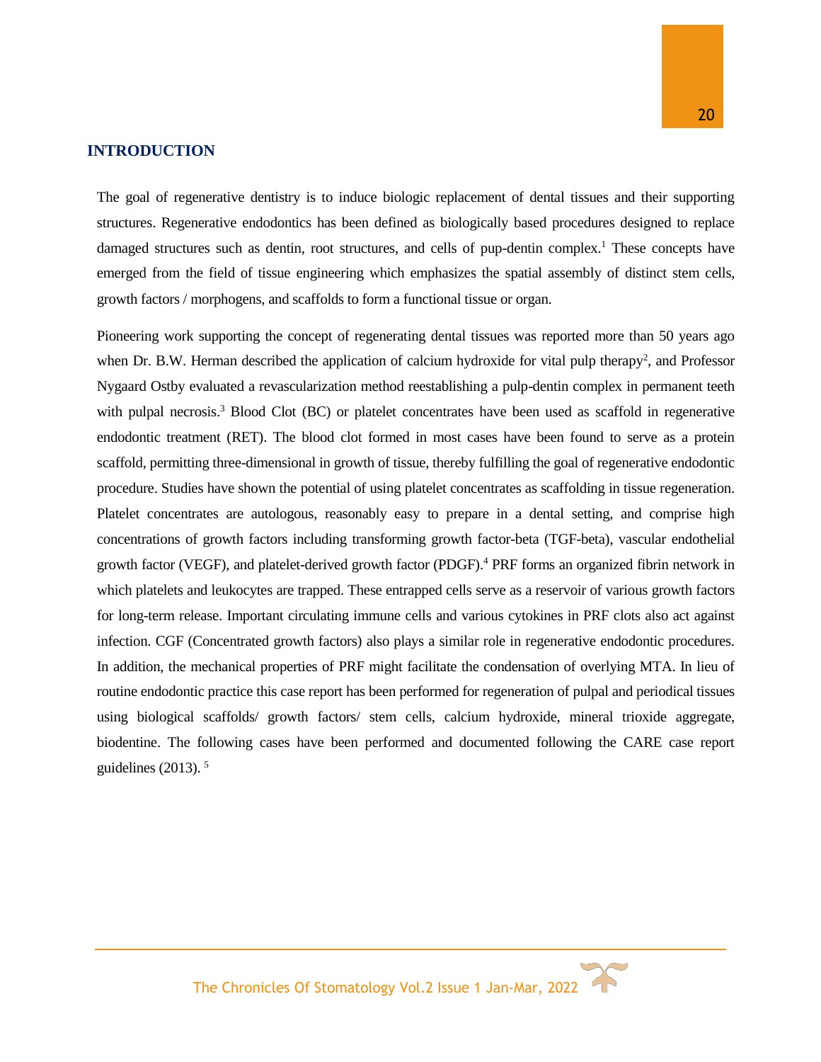## INTRODUCTION

The goal of regenerative dentistry is to induce biologic replacement of dental tissues and their supporting structures. Regenerative endodontics has been defined as biologically based procedures designed to replace damaged structures such as dentin, root structures, and cells of pup-dentin complex.[1] These concepts have emerged from the field of tissue engineering which emphasizes the spatial assembly of distinct stem cells, growth factors / morphogens, and scaffolds to form a functional tissue or organ.

Pioneering work supporting the concept of regenerating dental tissues was reported more than 50 years ago when Dr. B.W. Herman described the application of calcium hydroxide for vital pulp therapy[2], and Professor Nygaard Ostby evaluated a revascularization method reestablishing a pulp-dentin complex in permanent teeth with pulpal necrosis.[3] Blood Clot (BC) or platelet concentrates have been used as scaffold in regenerative endodontic treatment (RET). The blood clot formed in most cases have been found to serve as a protein scaffold, permitting three-dimensional in growth of tissue, thereby fulfilling the goal of regenerative endodontic procedure. Studies have shown the potential of using platelet concentrates as scaffolding in tissue regeneration. Platelet concentrates are autologous, reasonably easy to prepare in a dental setting, and comprise high concentrations of growth factors including transforming growth factor-beta (TGF-beta), vascular endothelial growth factor (VEGF), and platelet-derived growth factor (PDGF).[4] PRF forms an organized fibrin network in which platelets and leukocytes are trapped. These entrapped cells serve as a reservoir of various growth factors for long-term release. Important circulating immune cells and various cytokines in PRF clots also act against infection. CGF (Concentrated growth factors) also plays a similar role in regenerative endodontic procedures. In addition, the mechanical properties of PRF might facilitate the condensation of overlying MTA. In lieu of routine endodontic practice this case report has been performed for regeneration of pulpal and periodical tissues using biological scaffolds/ growth factors/ stem cells, calcium hydroxide, mineral trioxide aggregate, biodentine. The following cases have been performed and documented following the CARE case report guidelines (2013). [5]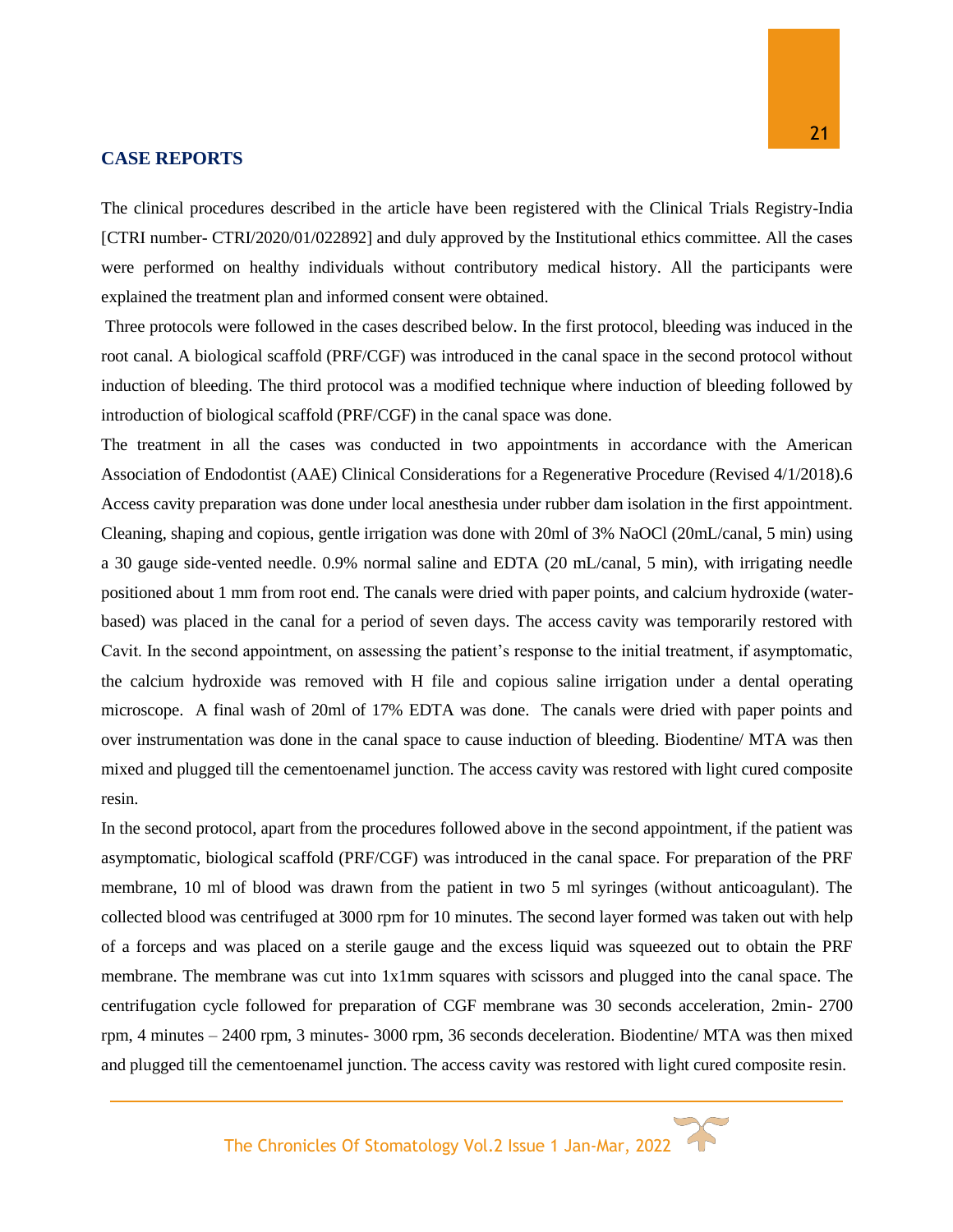## CASE REPORTS

The clinical procedures described in the article have been registered with the Clinical Trials Registry-India [CTRI number- CTRI/2020/01/022892] and duly approved by the Institutional ethics committee. All the cases were performed on healthy individuals without contributory medical history. All the participants were explained the treatment plan and informed consent were obtained.

Three protocols were followed in the cases described below. In the first protocol, bleeding was induced in the root canal. A biological scaffold (PRF/CGF) was introduced in the canal space in the second protocol without induction of bleeding. The third protocol was a modified technique where induction of bleeding followed by introduction of biological scaffold (PRF/CGF) in the canal space was done.

The treatment in all the cases was conducted in two appointments in accordance with the American Association of Endodontist (AAE) Clinical Considerations for a Regenerative Procedure (Revised 4/1/2018).6 Access cavity preparation was done under local anesthesia under rubber dam isolation in the first appointment. Cleaning, shaping and copious, gentle irrigation was done with 20ml of 3% NaOCl (20mL/canal, 5 min) using a 30 gauge side-vented needle. 0.9% normal saline and EDTA (20 mL/canal, 5 min), with irrigating needle positioned about 1 mm from root end. The canals were dried with paper points, and calcium hydroxide (water-based) was placed in the canal for a period of seven days. The access cavity was temporarily restored with Cavit. In the second appointment, on assessing the patient's response to the initial treatment, if asymptomatic, the calcium hydroxide was removed with H file and copious saline irrigation under a dental operating microscope. A final wash of 20ml of 17% EDTA was done. The canals were dried with paper points and over instrumentation was done in the canal space to cause induction of bleeding. Biodentine/ MTA was then mixed and plugged till the cementoenamel junction. The access cavity was restored with light cured composite resin.

In the second protocol, apart from the procedures followed above in the second appointment, if the patient was asymptomatic, biological scaffold (PRF/CGF) was introduced in the canal space. For preparation of the PRF membrane, 10 ml of blood was drawn from the patient in two 5 ml syringes (without anticoagulant). The collected blood was centrifuged at 3000 rpm for 10 minutes. The second layer formed was taken out with help of a forceps and was placed on a sterile gauge and the excess liquid was squeezed out to obtain the PRF membrane. The membrane was cut into 1x1mm squares with scissors and plugged into the canal space. The centrifugation cycle followed for preparation of CGF membrane was 30 seconds acceleration, 2min- 2700 rpm, 4 minutes – 2400 rpm, 3 minutes- 3000 rpm, 36 seconds deceleration. Biodentine/ MTA was then mixed and plugged till the cementoenamel junction. The access cavity was restored with light cured composite resin.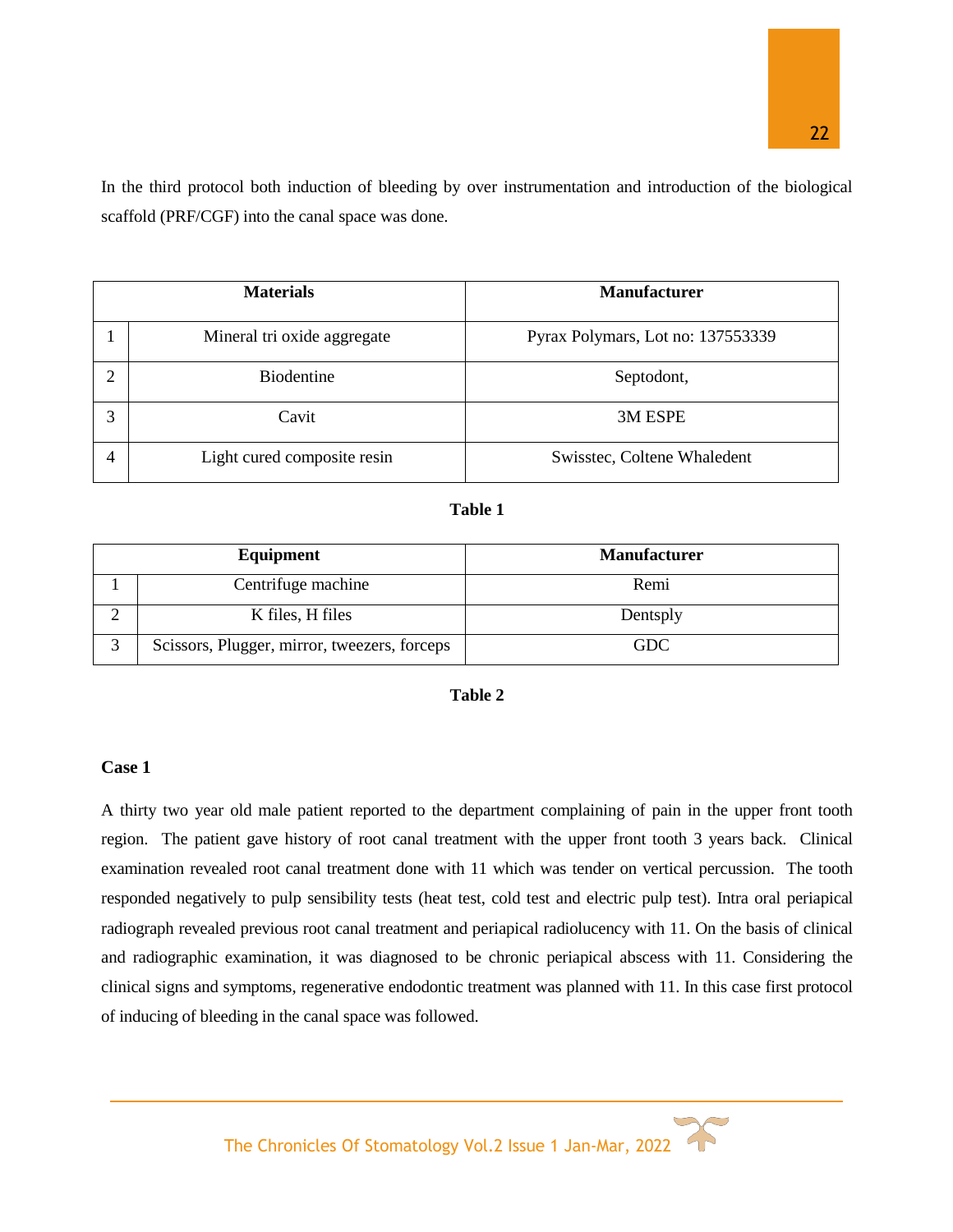In the third protocol both induction of bleeding by over instrumentation and introduction of the biological scaffold (PRF/CGF) into the canal space was done.

| Materials | | Manufacturer |
|---|---|---|
| 1 | Mineral tri oxide aggregate | Pyrax Polymars, Lot no: 137553339 |
| 2 | Biodentine | Septodont, |
| 3 | Cavit | 3M ESPE |
| 4 | Light cured composite resin | Swisstec, Coltene Whaledent |

**Table 1**

| Equipment | | Manufacturer |
|---|---|---|
| 1 | Centrifuge machine | Remi |
| 2 | K files, H files | Dentsply |
| 3 | Scissors, Plugger, mirror, tweezers, forceps | GDC |

**Table 2**

**Case 1**

A thirty two year old male patient reported to the department complaining of pain in the upper front tooth region. The patient gave history of root canal treatment with the upper front tooth 3 years back. Clinical examination revealed root canal treatment done with 11 which was tender on vertical percussion. The tooth responded negatively to pulp sensibility tests (heat test, cold test and electric pulp test). Intra oral periapical radiograph revealed previous root canal treatment and periapical radiolucency with 11. On the basis of clinical and radiographic examination, it was diagnosed to be chronic periapical abscess with 11. Considering the clinical signs and symptoms, regenerative endodontic treatment was planned with 11. In this case first protocol of inducing of bleeding in the canal space was followed.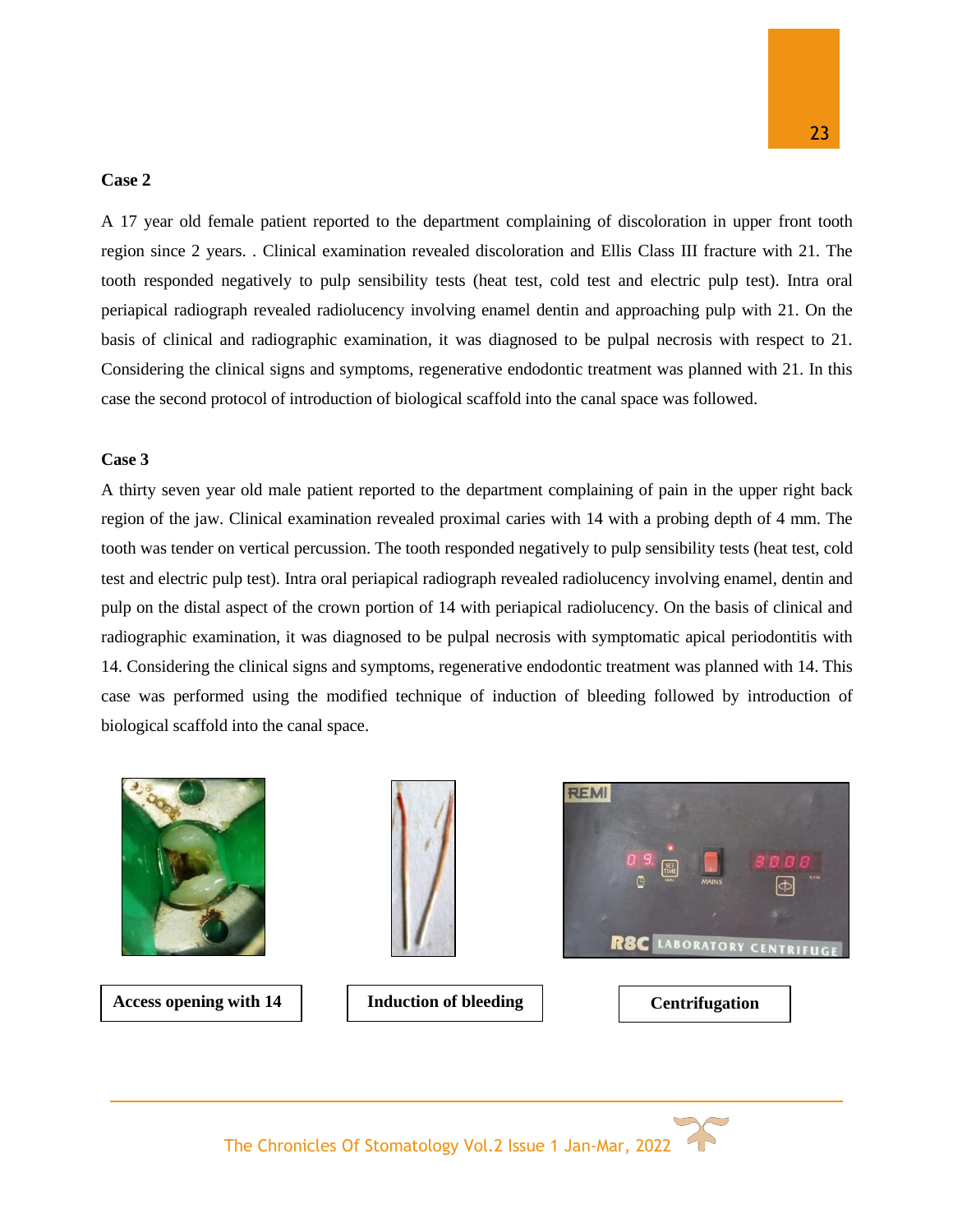## Case 2

A 17 year old female patient reported to the department complaining of discoloration in upper front tooth region since 2 years. . Clinical examination revealed discoloration and Ellis Class III fracture with 21. The tooth responded negatively to pulp sensibility tests (heat test, cold test and electric pulp test). Intra oral periapical radiograph revealed radiolucency involving enamel dentin and approaching pulp with 21. On the basis of clinical and radiographic examination, it was diagnosed to be pulpal necrosis with respect to 21. Considering the clinical signs and symptoms, regenerative endodontic treatment was planned with 21. In this case the second protocol of introduction of biological scaffold into the canal space was followed.

## Case 3

A thirty seven year old male patient reported to the department complaining of pain in the upper right back region of the jaw. Clinical examination revealed proximal caries with 14 with a probing depth of 4 mm. The tooth was tender on vertical percussion. The tooth responded negatively to pulp sensibility tests (heat test, cold test and electric pulp test). Intra oral periapical radiograph revealed radiolucency involving enamel, dentin and pulp on the distal aspect of the crown portion of 14 with periapical radiolucency. On the basis of clinical and radiographic examination, it was diagnosed to be pulpal necrosis with symptomatic apical periodontitis with 14. Considering the clinical signs and symptoms, regenerative endodontic treatment was planned with 14. This case was performed using the modified technique of induction of bleeding followed by introduction of biological scaffold into the canal space.

**Access opening with 14**

**Induction of bleeding**

**Centrifugation**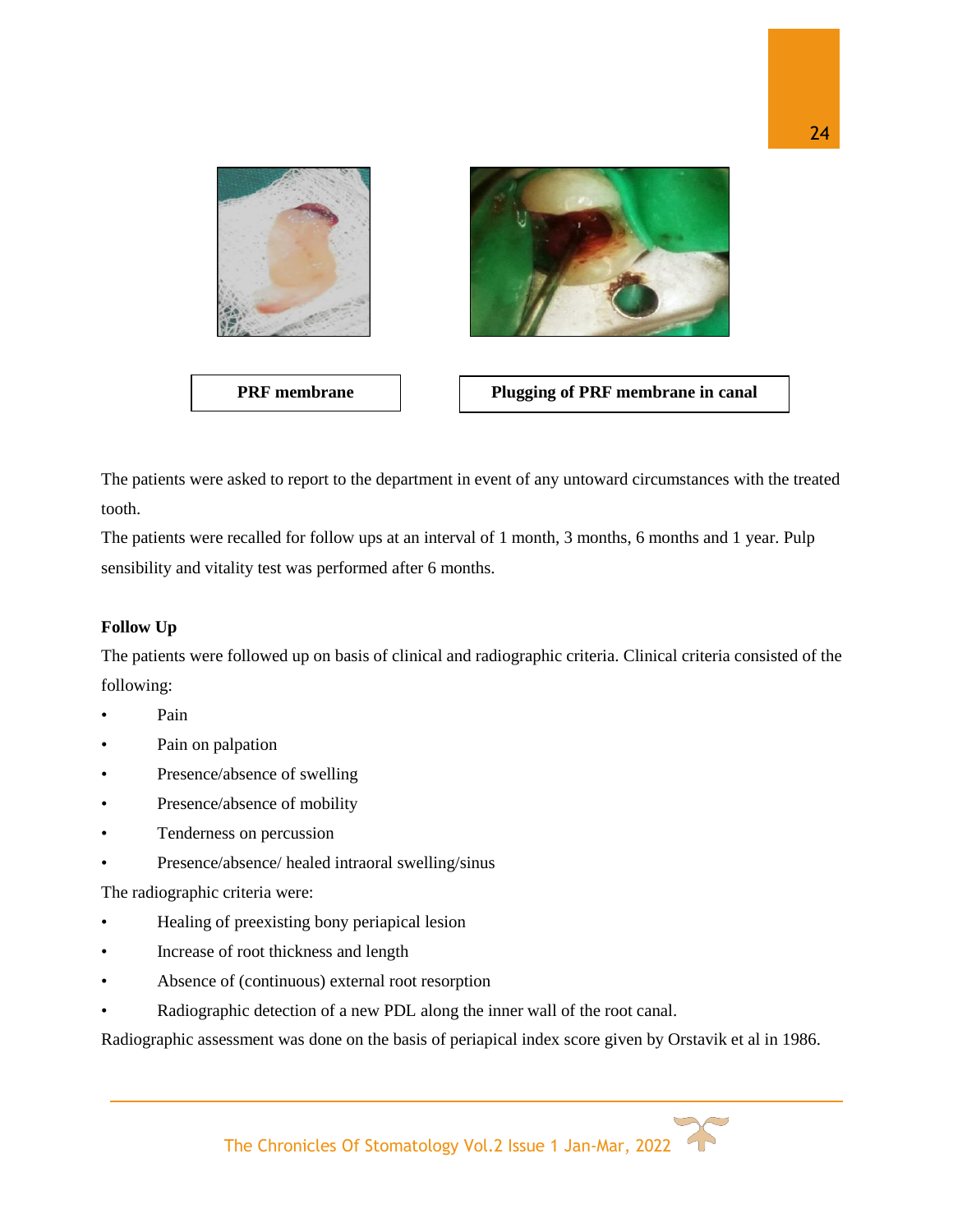PRF membrane

Plugging of PRF membrane in canal

The patients were asked to report to the department in event of any untoward circumstances with the treated tooth.

The patients were recalled for follow ups at an interval of 1 month, 3 months, 6 months and 1 year. Pulp sensibility and vitality test was performed after 6 months.

**Follow Up**

The patients were followed up on basis of clinical and radiographic criteria. Clinical criteria consisted of the following:

- Pain
- Pain on palpation
- Presence/absence of swelling
- Presence/absence of mobility
- Tenderness on percussion
- Presence/absence/ healed intraoral swelling/sinus

The radiographic criteria were:

- Healing of preexisting bony periapical lesion
- Increase of root thickness and length
- Absence of (continuous) external root resorption
- Radiographic detection of a new PDL along the inner wall of the root canal.

Radiographic assessment was done on the basis of periapical index score given by Orstavik et al in 1986.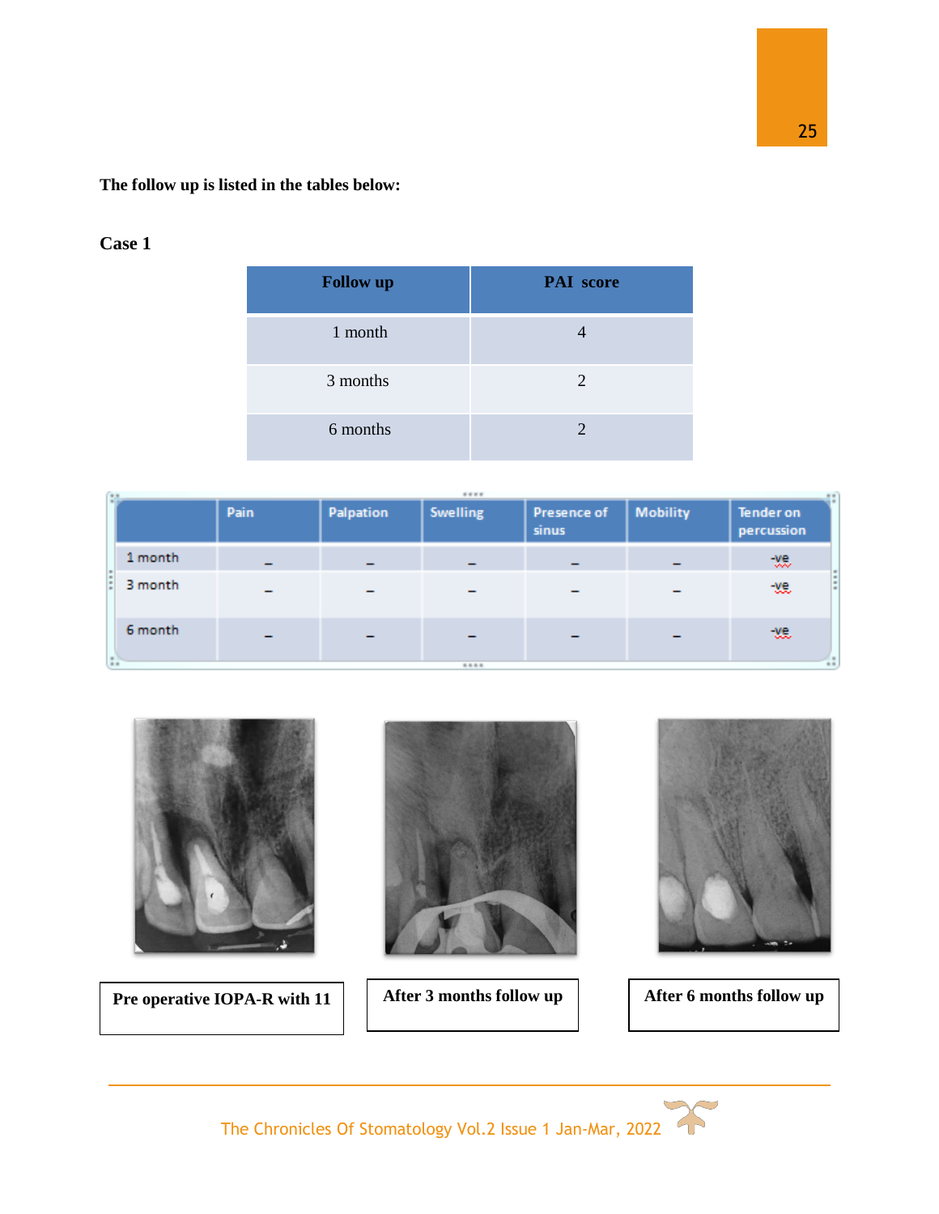**The follow up is listed in the tables below:**

**Case 1**

| Follow up | PAI score |
|---|---|
| 1 month | 4 |
| 3 months | 2 |
| 6 months | 2 |

| | Pain | Palpation | Swelling | Presence of sinus | Mobility | Tender on percussion |
|---|---|---|---|---|---|---|
| 1 month | – | – | – | – | – | -ve |
| 3 month | – | – | – | – | – | -ve |
| 6 month | – | – | – | – | – | -ve |

**Pre operative IOPA-R with 11**

**After 3 months follow up**

**After 6 months follow up**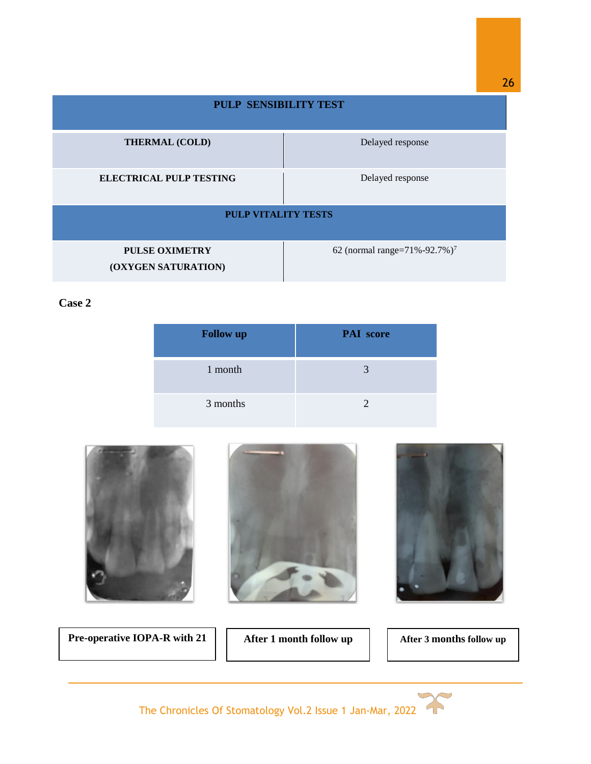| PULP SENSIBILITY TEST | |
|---|---|
| THERMAL (COLD) | Delayed response |
| ELECTRICAL PULP TESTING | Delayed response |
| **PULP VITALITY TESTS** | |
| PULSE OXIMETRY (OXYGEN SATURATION) | 62 (normal range=71%-92.7%)[7] |

**Case 2**

| Follow up | PAI score |
|---|---|
| 1 month | 3 |
| 3 months | 2 |

**Pre-operative IOPA-R with 21**

**After 1 month follow up**

**After 3 months follow up**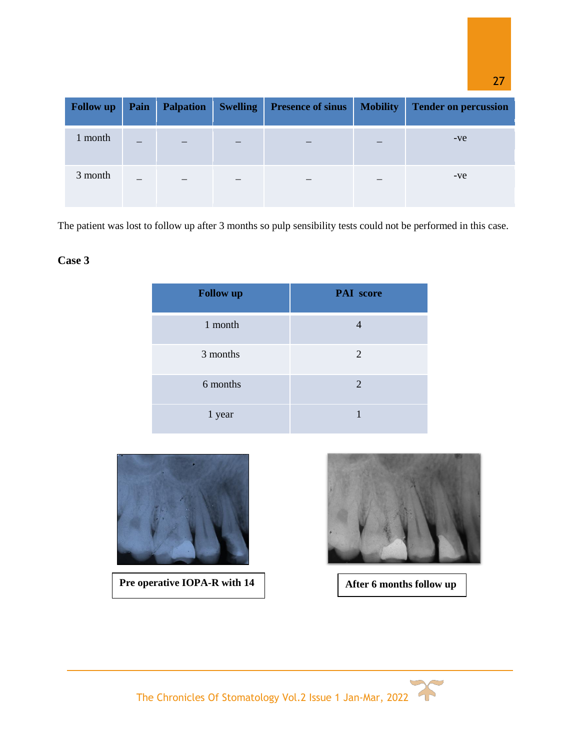| Follow up | Pain | Palpation | Swelling | Presence of sinus | Mobility | Tender on percussion |
|---|---|---|---|---|---|---|
| 1 month | _ | _ | _ | _ | _ | -ve |
| 3 month | _ | _ | _ | _ | _ | -ve |

The patient was lost to follow up after 3 months so pulp sensibility tests could not be performed in this case.

**Case 3**

| Follow up | PAI score |
|---|---|
| 1 month | 4 |
| 3 months | 2 |
| 6 months | 2 |
| 1 year | 1 |

**Pre operative IOPA-R with 14**

**After 6 months follow up**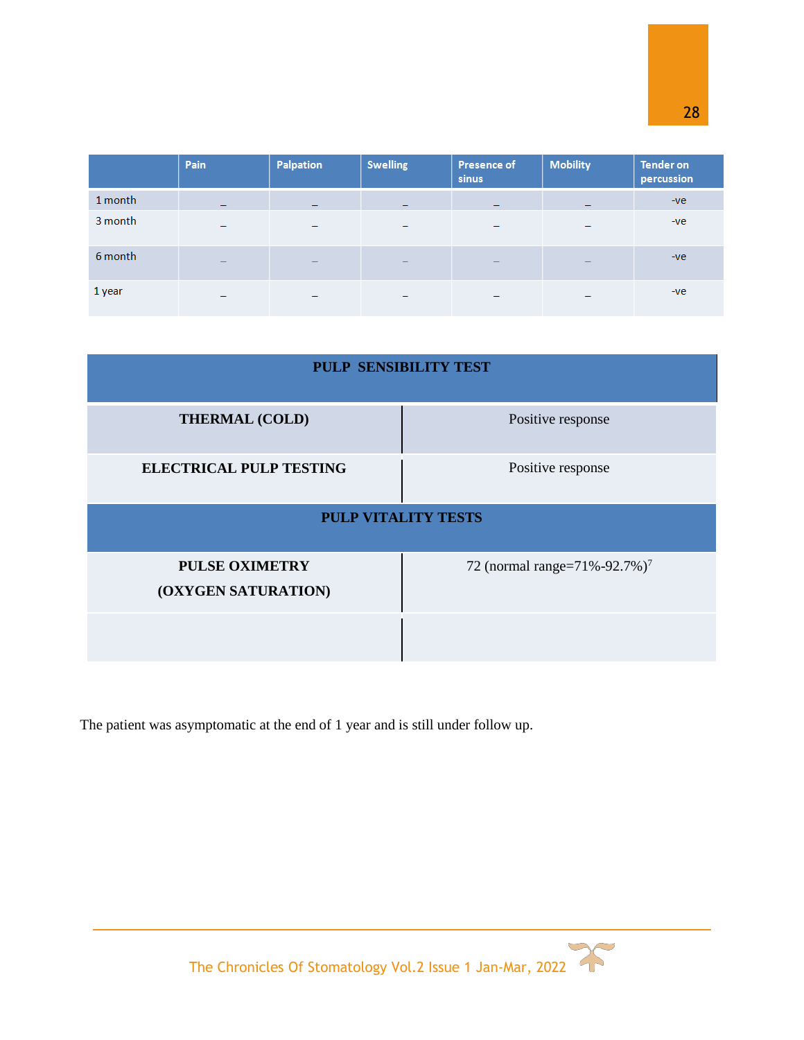| | Pain | Palpation | Swelling | Presence of sinus | Mobility | Tender on percussion |
|---|---|---|---|---|---|---|
| 1 month | _ | _ | _ | _ | _ | -ve |
| 3 month | _ | _ | _ | _ | _ | -ve |
| 6 month | _ | _ | _ | _ | _ | -ve |
| 1 year | _ | _ | _ | _ | _ | -ve |

| **PULP SENSIBILITY TEST** | |
|---|---|
| **THERMAL (COLD)** | Positive response |
| **ELECTRICAL PULP TESTING** | Positive response |
| **PULP VITALITY TESTS** | |
| **PULSE OXIMETRY (OXYGEN SATURATION)** | 72 (normal range=71%-92.7%)[7] |
| | |

The patient was asymptomatic at the end of 1 year and is still under follow up.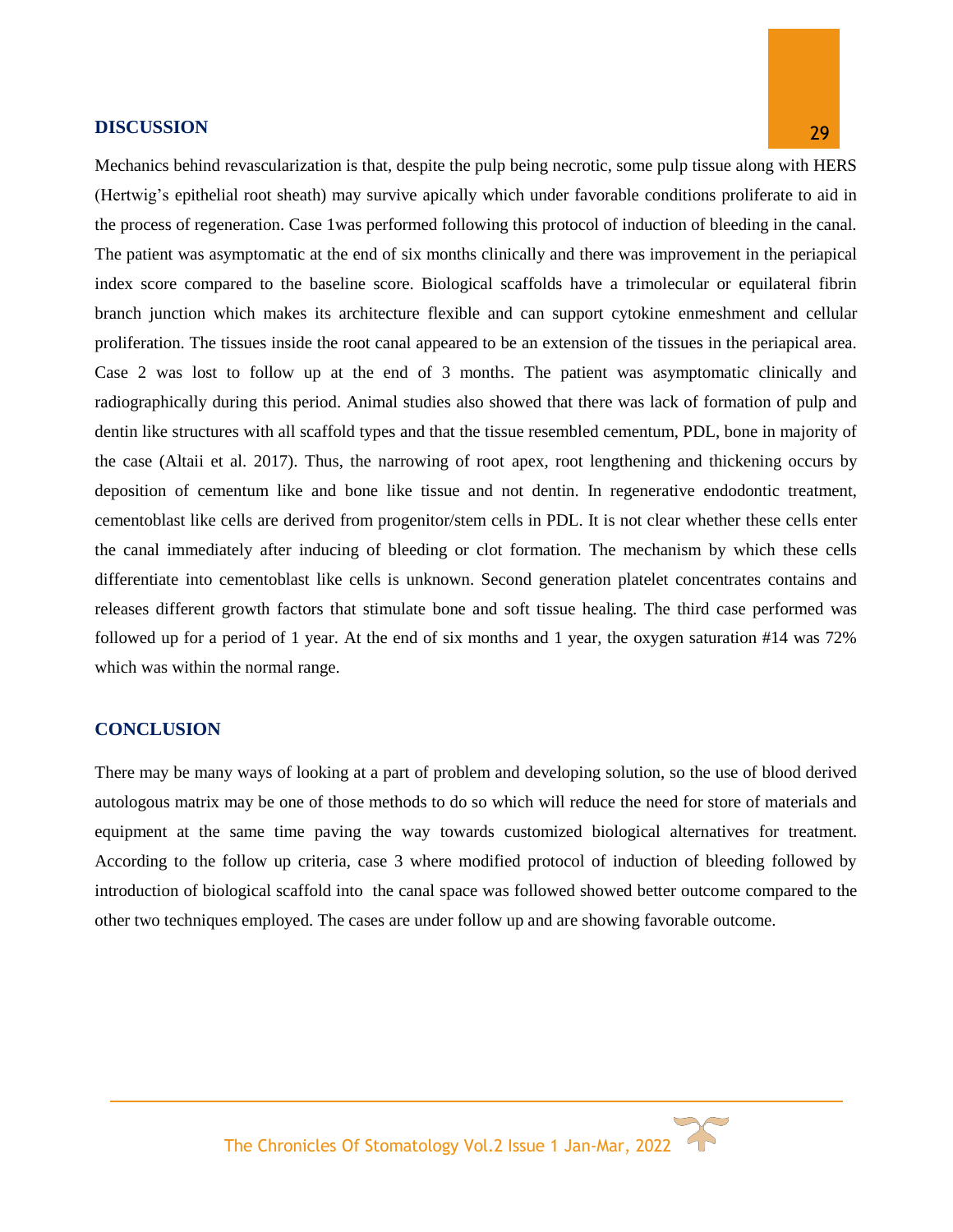## DISCUSSION

Mechanics behind revascularization is that, despite the pulp being necrotic, some pulp tissue along with HERS (Hertwig's epithelial root sheath) may survive apically which under favorable conditions proliferate to aid in the process of regeneration. Case 1was performed following this protocol of induction of bleeding in the canal. The patient was asymptomatic at the end of six months clinically and there was improvement in the periapical index score compared to the baseline score. Biological scaffolds have a trimolecular or equilateral fibrin branch junction which makes its architecture flexible and can support cytokine enmeshment and cellular proliferation. The tissues inside the root canal appeared to be an extension of the tissues in the periapical area. Case 2 was lost to follow up at the end of 3 months. The patient was asymptomatic clinically and radiographically during this period. Animal studies also showed that there was lack of formation of pulp and dentin like structures with all scaffold types and that the tissue resembled cementum, PDL, bone in majority of the case (Altaii et al. 2017). Thus, the narrowing of root apex, root lengthening and thickening occurs by deposition of cementum like and bone like tissue and not dentin. In regenerative endodontic treatment, cementoblast like cells are derived from progenitor/stem cells in PDL. It is not clear whether these cells enter the canal immediately after inducing of bleeding or clot formation. The mechanism by which these cells differentiate into cementoblast like cells is unknown. Second generation platelet concentrates contains and releases different growth factors that stimulate bone and soft tissue healing. The third case performed was followed up for a period of 1 year. At the end of six months and 1 year, the oxygen saturation #14 was 72% which was within the normal range.

## CONCLUSION

There may be many ways of looking at a part of problem and developing solution, so the use of blood derived autologous matrix may be one of those methods to do so which will reduce the need for store of materials and equipment at the same time paving the way towards customized biological alternatives for treatment. According to the follow up criteria, case 3 where modified protocol of induction of bleeding followed by introduction of biological scaffold into the canal space was followed showed better outcome compared to the other two techniques employed. The cases are under follow up and are showing favorable outcome.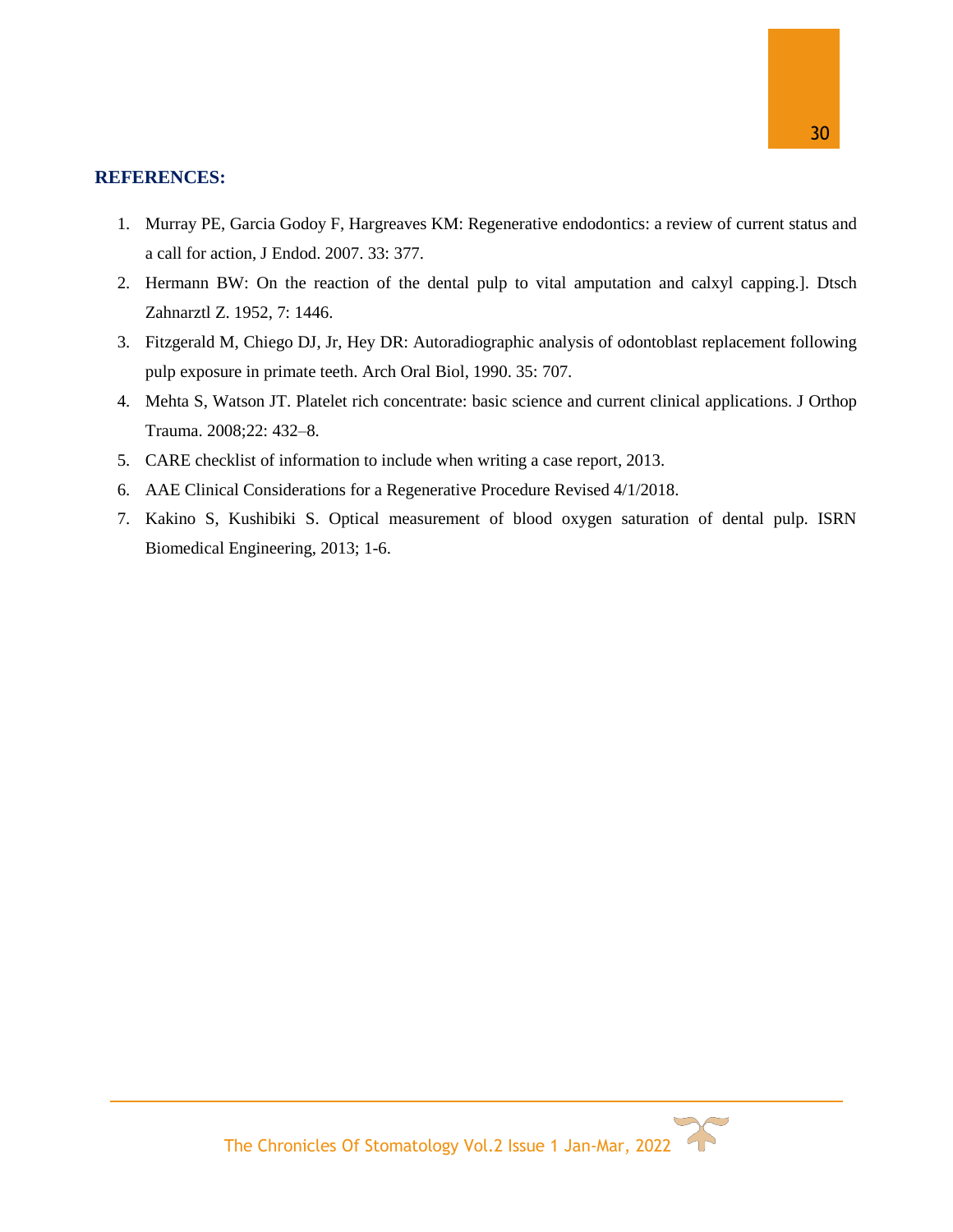## REFERENCES:

1. Murray PE, Garcia Godoy F, Hargreaves KM: Regenerative endodontics: a review of current status and a call for action, J Endod. 2007. 33: 377.
2. Hermann BW: On the reaction of the dental pulp to vital amputation and calxyl capping.]. Dtsch Zahnarztl Z. 1952, 7: 1446.
3. Fitzgerald M, Chiego DJ, Jr, Hey DR: Autoradiographic analysis of odontoblast replacement following pulp exposure in primate teeth. Arch Oral Biol, 1990. 35: 707.
4. Mehta S, Watson JT. Platelet rich concentrate: basic science and current clinical applications. J Orthop Trauma. 2008;22: 432–8.
5. CARE checklist of information to include when writing a case report, 2013.
6. AAE Clinical Considerations for a Regenerative Procedure Revised 4/1/2018.
7. Kakino S, Kushibiki S. Optical measurement of blood oxygen saturation of dental pulp. ISRN Biomedical Engineering, 2013; 1-6.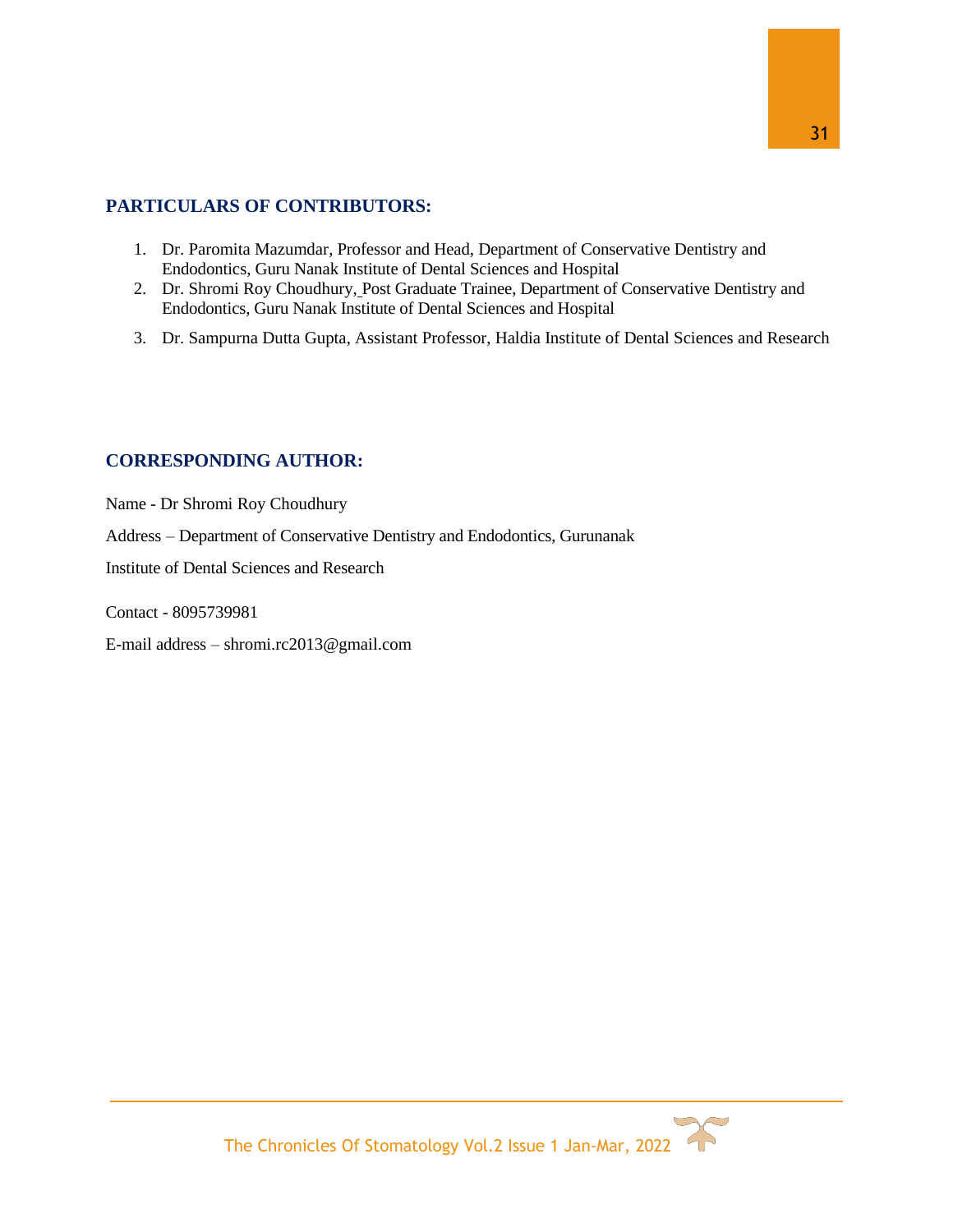## PARTICULARS OF CONTRIBUTORS:

1. Dr. Paromita Mazumdar, Professor and Head, Department of Conservative Dentistry and Endodontics, Guru Nanak Institute of Dental Sciences and Hospital
2. Dr. Shromi Roy Choudhury, Post Graduate Trainee, Department of Conservative Dentistry and Endodontics, Guru Nanak Institute of Dental Sciences and Hospital
3. Dr. Sampurna Dutta Gupta, Assistant Professor, Haldia Institute of Dental Sciences and Research

## CORRESPONDING AUTHOR:

Name - Dr Shromi Roy Choudhury

Address – Department of Conservative Dentistry and Endodontics, Gurunanak

Institute of Dental Sciences and Research

Contact - 8095739981

E-mail address – shromi.rc2013@gmail.com